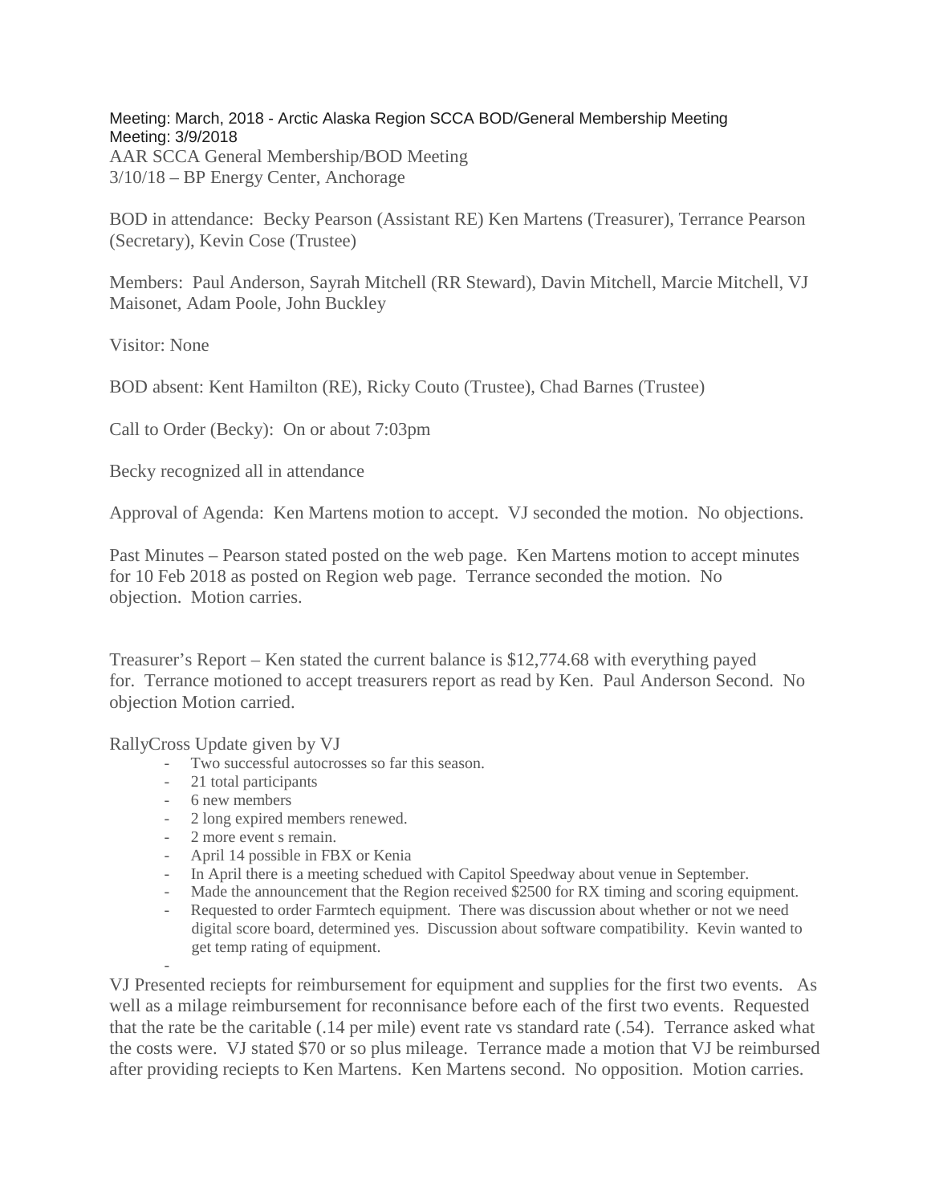Meeting: March, 2018 - Arctic Alaska Region SCCA BOD/General Membership Meeting
Meeting: 3/9/2018
AAR SCCA General Membership/BOD Meeting
3/10/18 – BP Energy Center, Anchorage

BOD in attendance: Becky Pearson (Assistant RE) Ken Martens (Treasurer), Terrance Pearson (Secretary), Kevin Cose (Trustee)

Members: Paul Anderson, Sayrah Mitchell (RR Steward), Davin Mitchell, Marcie Mitchell, VJ Maisonet, Adam Poole, John Buckley

Visitor: None

BOD absent: Kent Hamilton (RE), Ricky Couto (Trustee), Chad Barnes (Trustee)

Call to Order (Becky): On or about 7:03pm

Becky recognized all in attendance

Approval of Agenda: Ken Martens motion to accept. VJ seconded the motion. No objections.

Past Minutes – Pearson stated posted on the web page. Ken Martens motion to accept minutes for 10 Feb 2018 as posted on Region web page. Terrance seconded the motion. No objection. Motion carries.

Treasurer's Report – Ken stated the current balance is $12,774.68 with everything payed for. Terrance motioned to accept treasurers report as read by Ken. Paul Anderson Second. No objection Motion carried.

RallyCross Update given by VJ

- Two successful autocrosses so far this season.
- 21 total participants
- 6 new members
- 2 long expired members renewed.
- 2 more event s remain.
- April 14 possible in FBX or Kenia
- In April there is a meeting schedued with Capitol Speedway about venue in September.
- Made the announcement that the Region received $2500 for RX timing and scoring equipment.
- Requested to order Farmtech equipment. There was discussion about whether or not we need digital score board, determined yes. Discussion about software compatibility. Kevin wanted to get temp rating of equipment.
-

VJ Presented reciepts for reimbursement for equipment and supplies for the first two events. As well as a milage reimbursement for reconnisance before each of the first two events. Requested that the rate be the caritable (.14 per mile) event rate vs standard rate (.54). Terrance asked what the costs were. VJ stated $70 or so plus mileage. Terrance made a motion that VJ be reimbursed after providing reciepts to Ken Martens. Ken Martens second. No opposition. Motion carries.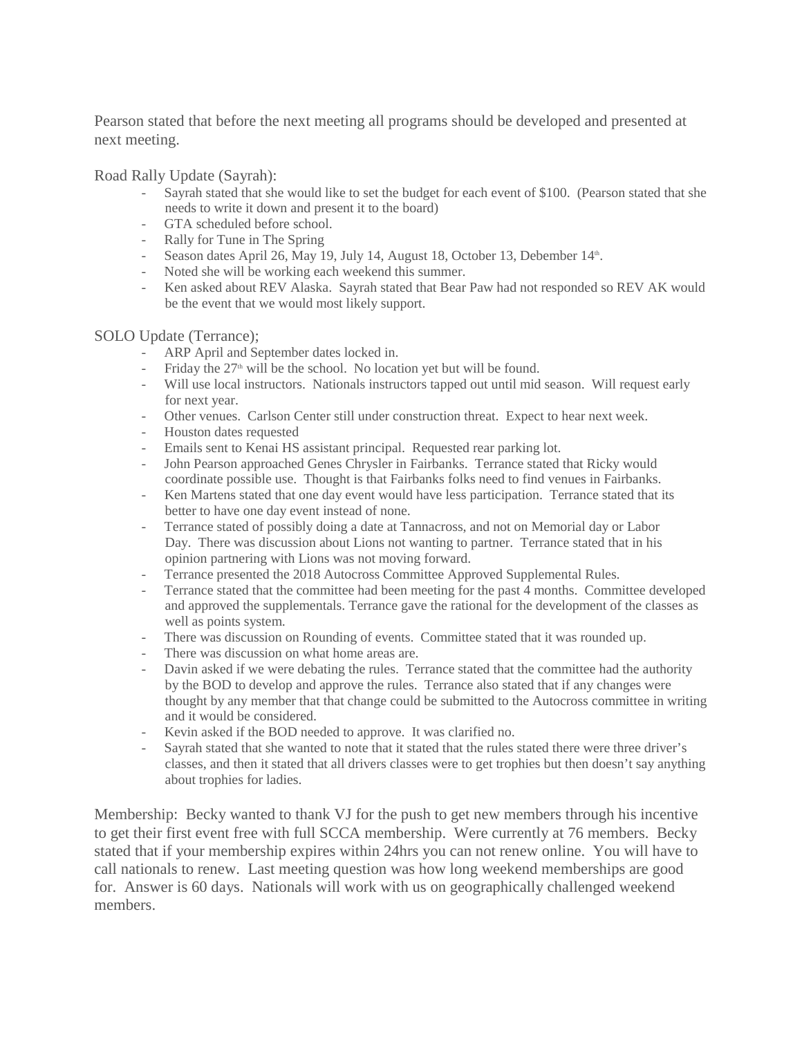Pearson stated that before the next meeting all programs should be developed and presented at next meeting.

Road Rally Update (Sayrah):

- Sayrah stated that she would like to set the budget for each event of $100. (Pearson stated that she needs to write it down and present it to the board)
- GTA scheduled before school.
- Rally for Tune in The Spring
- Season dates April 26, May 19, July 14, August 18, October 13, Debember 14th.
- Noted she will be working each weekend this summer.
- Ken asked about REV Alaska. Sayrah stated that Bear Paw had not responded so REV AK would be the event that we would most likely support.

SOLO Update (Terrance);

- ARP April and September dates locked in.
- Friday the 27th will be the school. No location yet but will be found.
- Will use local instructors. Nationals instructors tapped out until mid season. Will request early for next year.
- Other venues. Carlson Center still under construction threat. Expect to hear next week.
- Houston dates requested
- Emails sent to Kenai HS assistant principal. Requested rear parking lot.
- John Pearson approached Genes Chrysler in Fairbanks. Terrance stated that Ricky would coordinate possible use. Thought is that Fairbanks folks need to find venues in Fairbanks.
- Ken Martens stated that one day event would have less participation. Terrance stated that its better to have one day event instead of none.
- Terrance stated of possibly doing a date at Tannacross, and not on Memorial day or Labor Day. There was discussion about Lions not wanting to partner. Terrance stated that in his opinion partnering with Lions was not moving forward.
- Terrance presented the 2018 Autocross Committee Approved Supplemental Rules.
- Terrance stated that the committee had been meeting for the past 4 months. Committee developed and approved the supplementals. Terrance gave the rational for the development of the classes as well as points system.
- There was discussion on Rounding of events. Committee stated that it was rounded up.
- There was discussion on what home areas are.
- Davin asked if we were debating the rules. Terrance stated that the committee had the authority by the BOD to develop and approve the rules. Terrance also stated that if any changes were thought by any member that that change could be submitted to the Autocross committee in writing and it would be considered.
- Kevin asked if the BOD needed to approve. It was clarified no.
- Sayrah stated that she wanted to note that it stated that the rules stated there were three driver's classes, and then it stated that all drivers classes were to get trophies but then doesn't say anything about trophies for ladies.

Membership: Becky wanted to thank VJ for the push to get new members through his incentive to get their first event free with full SCCA membership. Were currently at 76 members. Becky stated that if your membership expires within 24hrs you can not renew online. You will have to call nationals to renew. Last meeting question was how long weekend memberships are good for. Answer is 60 days. Nationals will work with us on geographically challenged weekend members.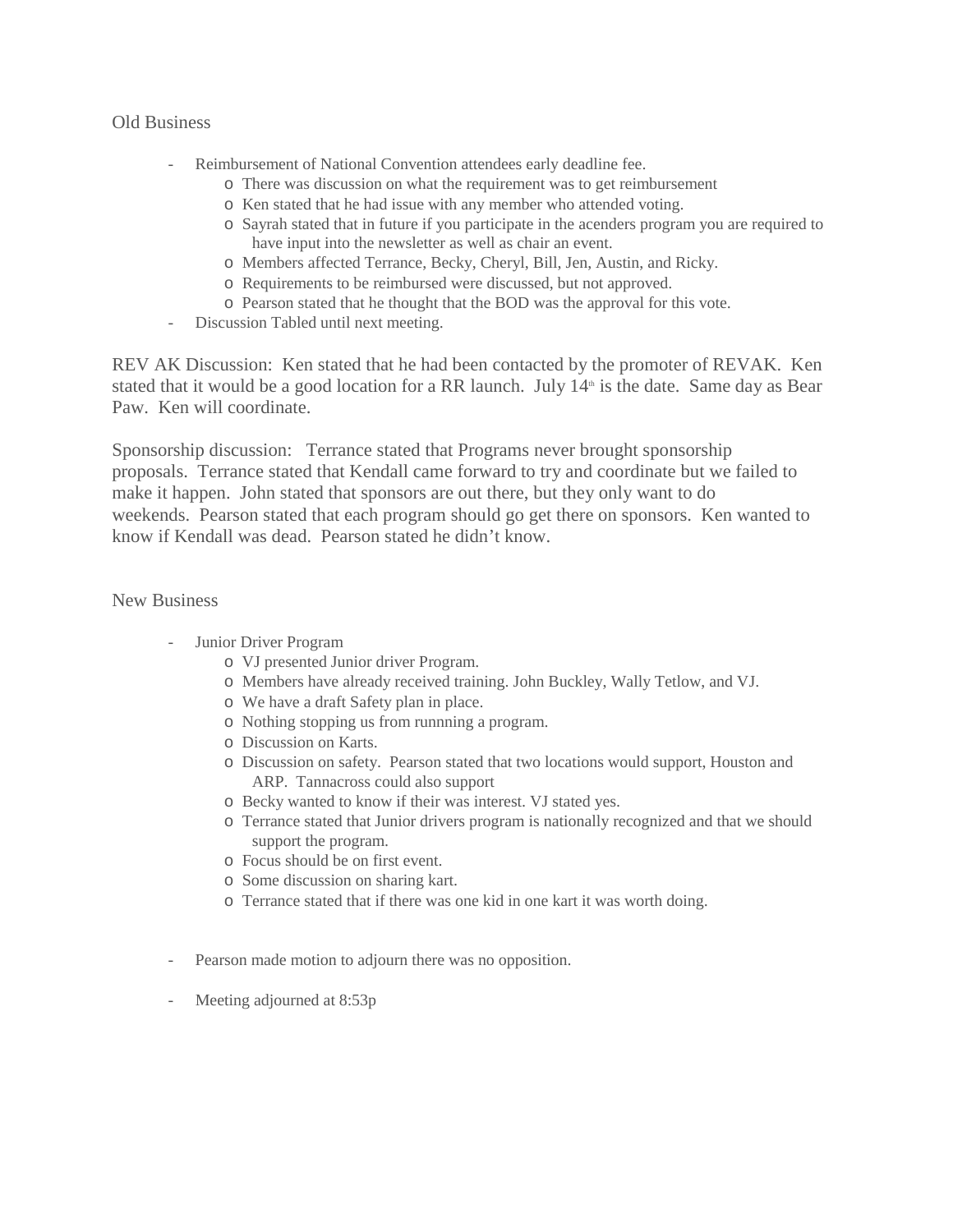Old Business

- Reimbursement of National Convention attendees early deadline fee.
  - There was discussion on what the requirement was to get reimbursement
  - Ken stated that he had issue with any member who attended voting.
  - Sayrah stated that in future if you participate in the acenders program you are required to have input into the newsletter as well as chair an event.
  - Members affected Terrance, Becky, Cheryl, Bill, Jen, Austin, and Ricky.
  - Requirements to be reimbursed were discussed, but not approved.
  - Pearson stated that he thought that the BOD was the approval for this vote.
- Discussion Tabled until next meeting.

REV AK Discussion: Ken stated that he had been contacted by the promoter of REVAK. Ken stated that it would be a good location for a RR launch. July 14th is the date. Same day as Bear Paw. Ken will coordinate.

Sponsorship discussion: Terrance stated that Programs never brought sponsorship proposals. Terrance stated that Kendall came forward to try and coordinate but we failed to make it happen. John stated that sponsors are out there, but they only want to do weekends. Pearson stated that each program should go get there on sponsors. Ken wanted to know if Kendall was dead. Pearson stated he didn't know.

New Business

- Junior Driver Program
  - VJ presented Junior driver Program.
  - Members have already received training. John Buckley, Wally Tetlow, and VJ.
  - We have a draft Safety plan in place.
  - Nothing stopping us from runnning a program.
  - Discussion on Karts.
  - Discussion on safety. Pearson stated that two locations would support, Houston and ARP. Tannacross could also support
  - Becky wanted to know if their was interest. VJ stated yes.
  - Terrance stated that Junior drivers program is nationally recognized and that we should support the program.
  - Focus should be on first event.
  - Some discussion on sharing kart.
  - Terrance stated that if there was one kid in one kart it was worth doing.

- Pearson made motion to adjourn there was no opposition.

- Meeting adjourned at 8:53p